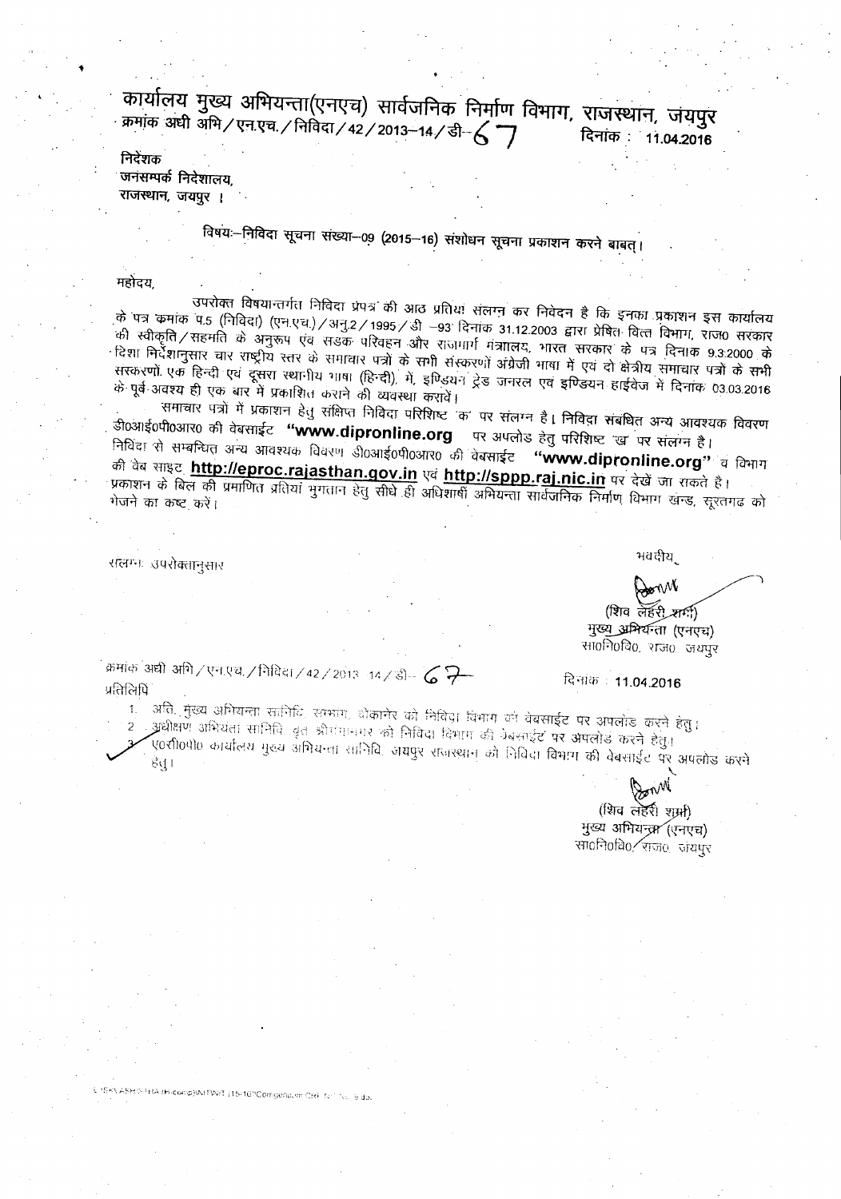# कार्यालय मुख्य अभियन्ता(एनएच) सार्वजनिक निर्माण विभाग, राजस्थान, जयपुर

क्रमांक अधी अभि/एन.एच./निविदा/42/2013–14/डी– 67 दिनांक : 11.04.2016

निदेशक
जनसम्पर्क निदेशालय,
राजस्थान, जयपुर ।

**विषयः–निविदा सूचना संख्या–09 (2015–16) संशोधन सूचना प्रकाशन करने बाबत्।**

महोदय,

उपरोक्त विषयान्तर्गत निविदा प्रपत्र की आठ प्रतियां संलग्न कर निवेदन है कि इनका प्रकाशन इस कार्यालय के पत्र क्रमांक प.5 (निविदा) (एन.एच.)/अनु.2/1995/डी –93 दिनांक 31.12.2003 द्वारा प्रेषित वित्त विभाग, राज0 सरकार की स्वीकृति/सहमति के अनुरूप एवं सड़क परिवहन और राजमार्ग मंत्रालय, भारत सरकार के पत्र दिनांक 9.3.2000 के दिशा निर्देशानुसार चार राष्ट्रीय स्तर के समाचार पत्रों के सभी संस्करणों अंग्रेजी भाषा में एवं दो क्षेत्रीय समाचार पत्रों के सभी सरकरणों एक हिन्दी एवं दूसरा स्थानीय भाषा (हिन्दी), में, इण्डियन ट्रेड जनरल एवं इण्डियन हाईवेज में दिनांक 03.03.2016 के पूर्व अवश्य ही एक बार में प्रकाशित कराने की व्यवस्था करावें।

समाचार पत्रों में प्रकाशन हेतु संक्षिप्त निविदा परिशिष्ट 'क' पर संलग्न है। निविदा संबंधित अन्य आवश्यक विवरण डी0आई0पी0आर0 की वेबसाईट **"www.dipronline.org"** पर अपलोड हेतु परिशिष्ट 'ख' पर संलग्न है। निविदा से सम्बन्धित अन्य आवश्यक विवरण डी0आई0पी0आर0 की वेबसाईट **"www.dipronline.org"** व विभाग की वेब साइट **http://eproc.rajasthan.gov.in** एवं **http://sppp.raj.nic.in** पर देखें जा सकते है। प्रकाशन के बिल की प्रमाणित प्रतियां भुगतान हेतु सीधे ही अधिशाषी अभियन्ता सार्वजनिक निर्माण विभाग खन्ड, सूरतगढ को भेजने का कष्ट करें।

संलग्न: उपरोक्तानुसार

भवदीय

(शिव लहरी शर्मा)
मुख्य अभियन्ता (एनएच)
सा0नि0वि0, राज0 जयपुर

क्रमांक अधी अभि/एन.एच./निविदा/42/2013–14/डी– 67 दिनांक : 11.04.2016

प्रतिलिपि

1. अति. मुख्य अभियन्ता सानिवि. सम्भाग, बीकानेर को निविदा विभाग की वेबसाईट पर अपलोड करने हेतु।
2. अधीक्षण अभियंता सानिवि. वृत श्रीगंगानगर को निविदा विभाग की वेबसाईट पर अपलोड करने हेतु।
3. ए0सी0पी0 कार्यालय मुख्य अभियन्ता सानिवि. जयपुर राजस्थान को निविदा विभाग की वेबसाईट पर अपलोड करने हेतु।

(शिव लहरी शर्मा)
मुख्य अभियन्ता (एनएच)
सा0नि0वि0, राज0 जयपुर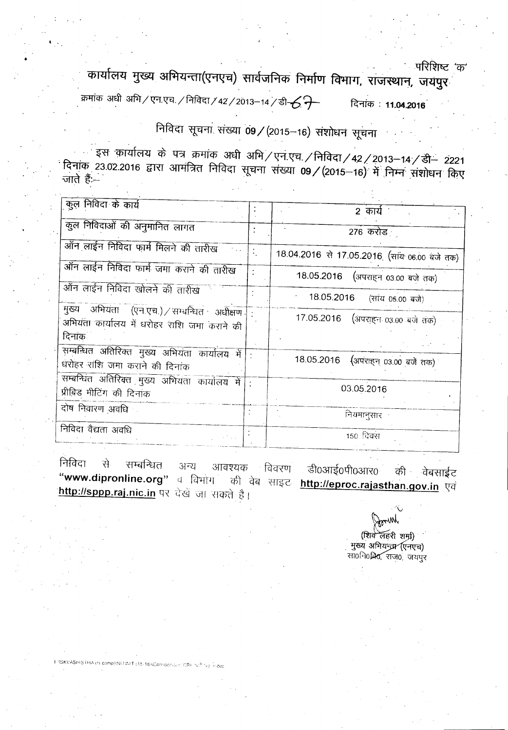परिशिष्ट 'क'

# कार्यालय मुख्य अभियन्ता(एनएच) सार्वजनिक निर्माण विभाग, राजस्थान, जयपुर

क्रमांक अधी अभि / एन.एच. / निविदा / 42 / 2013–14 / डी–67 दिनांक : **11.04.2016**

## निविदा सूचना संख्या 09 / (2015–16) संशोधन सूचना

इस कार्यालय के पत्र क्रमांक अधी अभि / एन.एच. / निविदा / 42 / 2013–14 / डी– 2221 दिनांक 23.02.2016 द्वारा आमंत्रित निविदा सूचना संख्या 09 / (2015–16) में निम्न संशोधन किए जाते हैं:–

| | | |
|---|---|---|
| कुल निविदा के कार्य | : | 2 कार्य |
| कुल निविदाओं की अनुमानित लागत | : | 276 करोड |
| ऑन लाईन निविदा फार्म मिलने की तारीख | : | 18.04.2016 से 17.05.2016 (सांय 06.00 बजे तक) |
| ऑन लाईन निविदा फार्म जमा कराने की तारीख | : | 18.05.2016 (अपराह्न 03.00 बजे तक) |
| ऑन लाईन निविदा खोलने की तारीख | : | 18.05.2016 (सांय 05.00 बजे) |
| मुख्य अभियंता (एन.एच.) / सम्बन्धित अधीक्षण अभियंता कार्यालय में धरोहर राशि जमा कराने की दिनांक | : | 17.05.2016 (अपराह्न 03.00 बजे तक) |
| सम्बन्धित अतिरिक्त मुख्य अभियंता कार्यालय में धरोहर राशि जमा कराने की दिनांक | : | 18.05.2016 (अपराह्न 03.00 बजे तक) |
| सम्बन्धित अतिरिक्त मुख्य अभियंता कार्यालय में प्रीबिड मीटिंग की दिनाक | : | 03.05.2016 |
| दोष निवारण अवधि | : | नियमानुसार |
| निविदा वैद्यता अवधि | : | 150 दिवस |

निविदा से सम्बन्धित अन्य आवश्यक विवरण डी0आई0पी0आर0 की वेबसाईट **"www.dipronline.org"** व विभाग की वेब साइट **http://eproc.rajasthan.gov.in** एवं **http://sppp.raj.nic.in** पर देखें जा सकते है।

(शिव लहरी शर्मा)
मुख्य अभियन्ता (एनएच)
सा0नि0वि0, राज0, जयपुर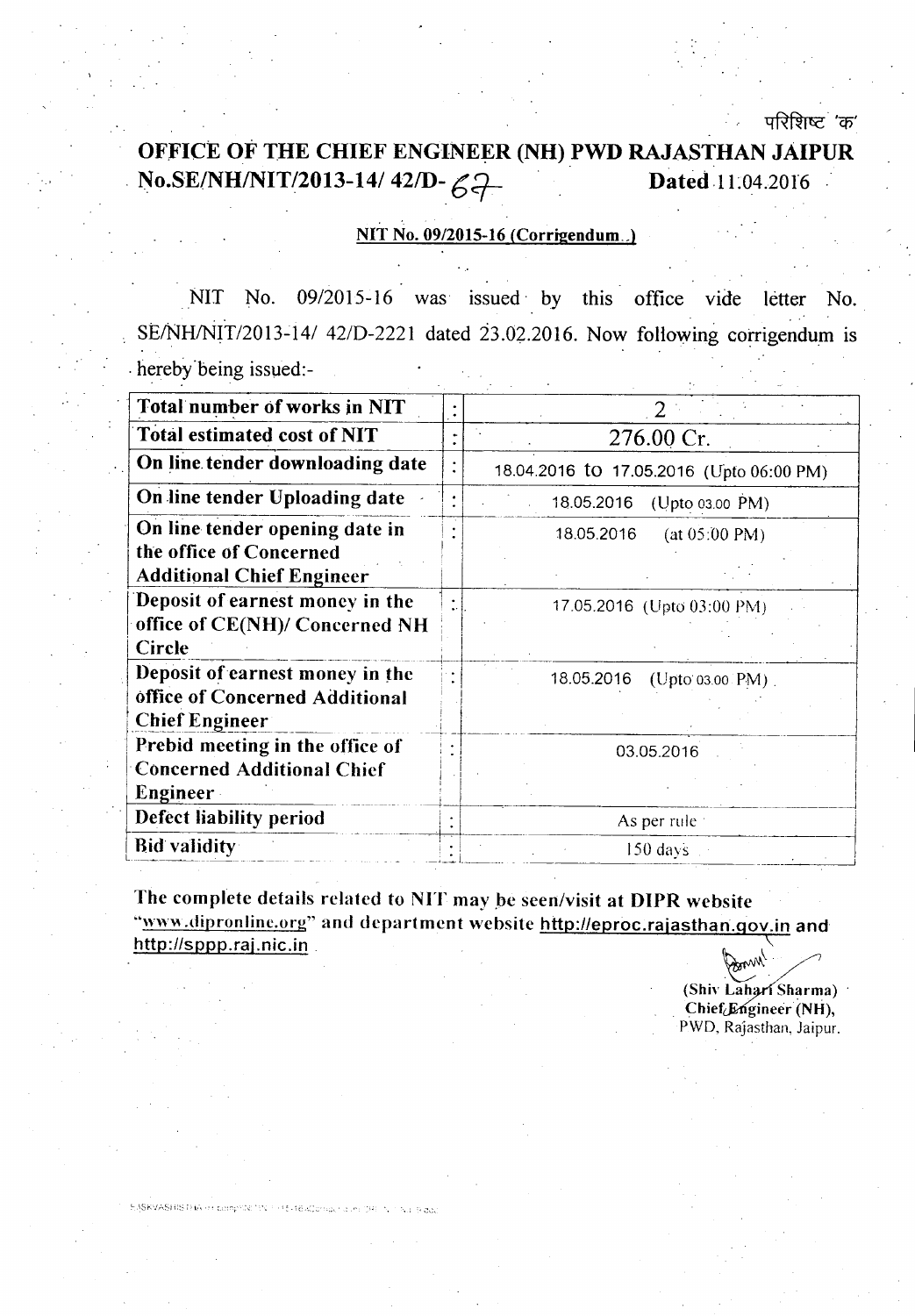परिशिष्ट 'क'

# OFFICE OF THE CHIEF ENGINEER (NH) PWD RAJASTHAN JAIPUR

**No.SE/NH/NIT/2013-14/ 42/D- 67** **Dated 11.04.2016**

**NIT No. 09/2015-16 (Corrigendum )**

NIT No. 09/2015-16 was issued by this office vide letter No. SE/NH/NIT/2013-14/ 42/D-2221 dated 23.02.2016. Now following corrigendum is hereby being issued:-

| | | |
|---|---|---|
| **Total number of works in NIT** | : | 2 |
| **Total estimated cost of NIT** | : | 276.00 Cr. |
| **On line tender downloading date** | : | 18.04.2016 to 17.05.2016 (Upto 06:00 PM) |
| **On line tender Uploading date** | : | 18.05.2016 (Upto 03.00 PM) |
| **On line tender opening date in the office of Concerned Additional Chief Engineer** | : | 18.05.2016 (at 05:00 PM) |
| **Deposit of earnest money in the office of CE(NH)/ Concerned NH Circle** | : | 17.05.2016 (Upto 03:00 PM) |
| **Deposit of earnest money in the office of Concerned Additional Chief Engineer** | : | 18.05.2016 (Upto 03.00 PM) |
| **Prebid meeting in the office of Concerned Additional Chief Engineer** | : | 03.05.2016 |
| **Defect liability period** | : | As per rule |
| **Bid validity** | : | 150 days |

**The complete details related to NIT may be seen/visit at DIPR website "www.dipronline.org" and department website http://eproc.rajasthan.gov.in and http://sppp.raj.nic.in**

**(Shiv Lahari Sharma)**
**Chief Engineer (NH),**
PWD, Rajasthan, Jaipur.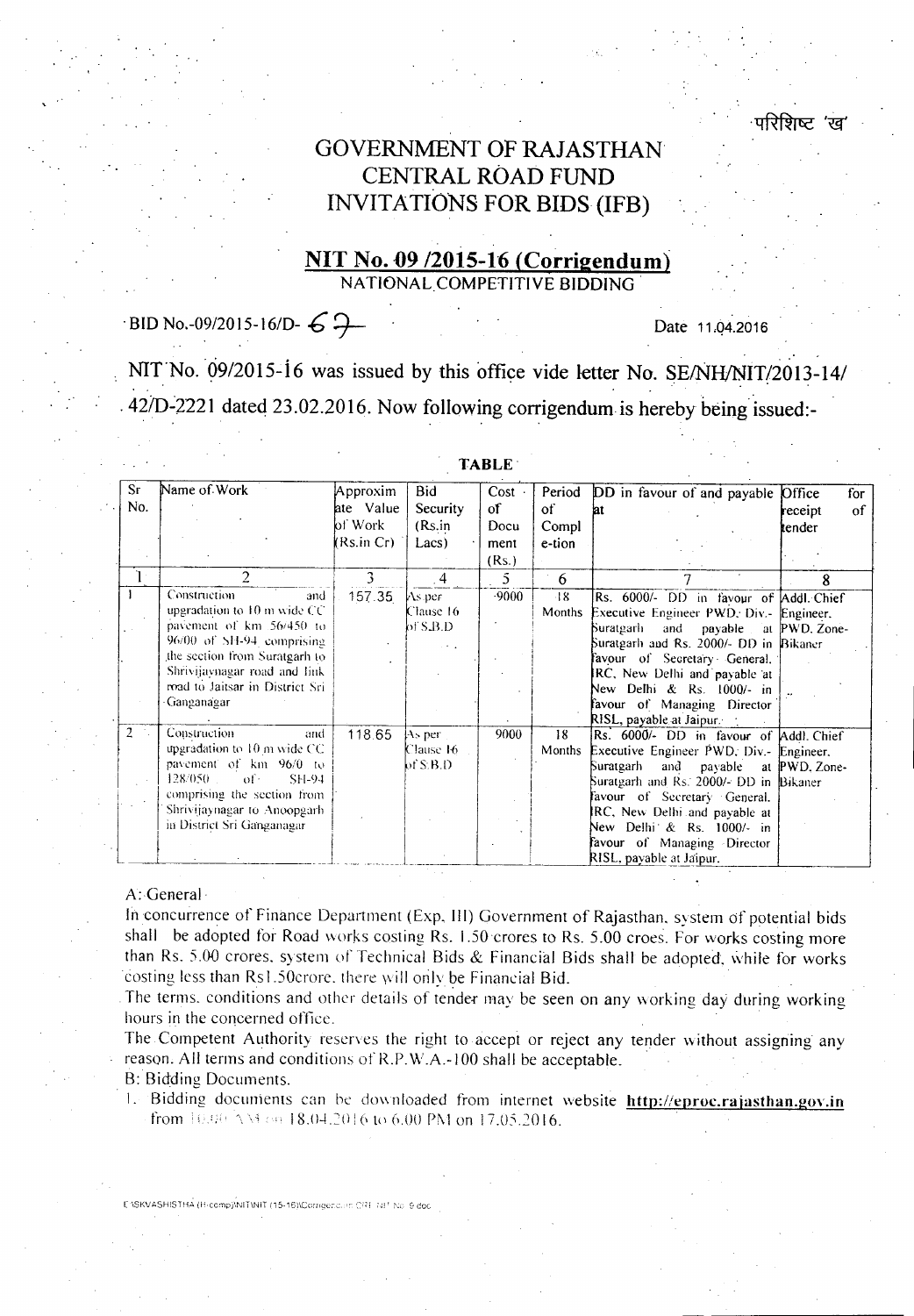परिशिष्ट 'ख'

# GOVERNMENT OF RAJASTHAN
# CENTRAL ROAD FUND
# INVITATIONS FOR BIDS (IFB)

## NIT No. 09 /2015-16 (Corrigendum)

NATIONAL COMPETITIVE BIDDING

BID No.-09/2015-16/D- 69

Date 11.04.2016

NIT No. 09/2015-16 was issued by this office vide letter No. SE/NH/NIT/2013-14/ 42/D-2221 dated 23.02.2016. Now following corrigendum is hereby being issued:-

**TABLE**

| Sr No. | Name of Work | Approximate Value of Work (Rs.in Cr) | Bid Security (Rs.in Lacs) | Cost of Document (Rs.) | Period of Completion | DD in favour of and payable at | Office for receipt of tender |
|---|---|---|---|---|---|---|---|
| 1 | 2 | 3 | 4 | 5 | 6 | 7 | 8 |
| 1 | Construction and upgradation to 10 m wide CC pavement of km 56/450 to 96/00 of SH-94 comprising the section from Suratgarh to Shrivijaynagar road and link road to Jaitsar in District Sri Ganganagar | 157.35 | As per Clause 16 of S.B.D | 9000 | 18 Months | Rs. 6000/- DD in favour of Executive Engineer PWD. Div.- Suratgarh and payable at Suratgarh and Rs. 2000/- DD in favour of Secretary General, IRC, New Delhi and payable at New Delhi & Rs. 1000/- in favour of Managing Director RISL, payable at Jaipur. | Addl. Chief Engineer, PWD. Zone-Bikaner |
| 2 | Construction and upgradation to 10 m wide CC pavement of km 96/0 to 128/050 of SH-94 comprising the section from Shrivijaynagar to Anoopgarh in District Sri Ganganagar | 118.65 | As per Clause 16 of S.B.D | 9000 | 18 Months | Rs. 6000/- DD in favour of Executive Engineer PWD. Div.- Suratgarh and payable at Suratgarh and Rs. 2000/- DD in favour of Secretary General, IRC, New Delhi and payable at New Delhi & Rs. 1000/- in favour of Managing Director RISL, payable at Jaipur. | Addl. Chief Engineer, PWD. Zone-Bikaner |

A: General

In concurrence of Finance Department (Exp. III) Government of Rajasthan, system of potential bids shall be adopted for Road works costing Rs. 1.50 crores to Rs. 5.00 croes. For works costing more than Rs. 5.00 crores, system of Technical Bids & Financial Bids shall be adopted, while for works costing less than Rs1.50crore, there will only be Financial Bid.

The terms, conditions and other details of tender may be seen on any working day during working hours in the concerned office.

The Competent Authority reserves the right to accept or reject any tender without assigning any reason. All terms and conditions of R.P.W.A.-100 shall be acceptable.

B: Bidding Documents.

1. Bidding documents can be downloaded from internet website **http://eproc.rajasthan.gov.in** from 10.00 AM on 18.04.2016 to 6.00 PM on 17.05.2016.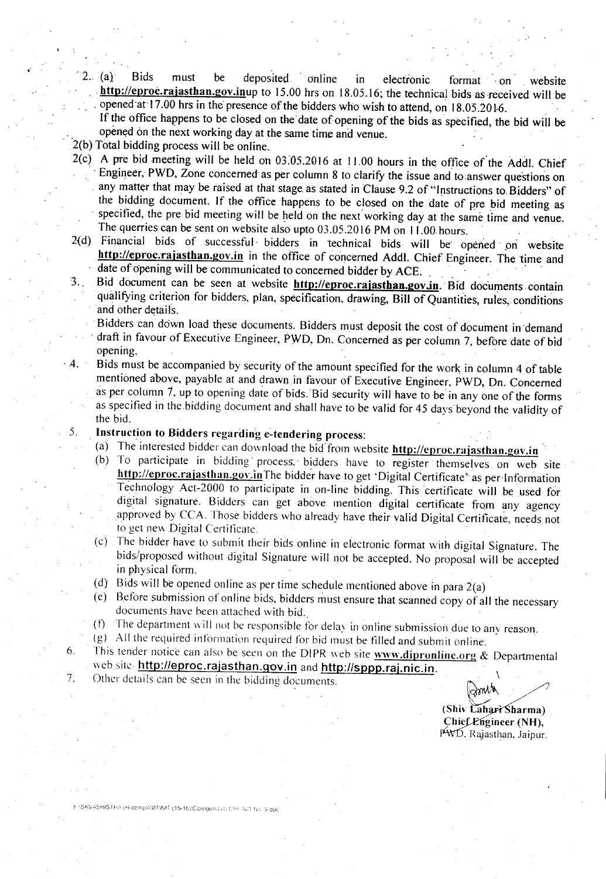2\. (a) Bids must be deposited online in electronic format on website **http://eproc.rajasthan.gov.in**up to 15.00 hrs on 18.05.16; the technical bids as received will be opened at 17.00 hrs in the presence of the bidders who wish to attend, on 18.05.2016.

If the office happens to be closed on the date of opening of the bids as specified, the bid will be opened on the next working day at the same time and venue.

2(b) Total bidding process will be online.

2(c) A pre bid meeting will be held on 03.05.2016 at 11.00 hours in the office of the Addl. Chief Engineer, PWD, Zone concerned as per column 8 to clarify the issue and to answer questions on any matter that may be raised at that stage as stated in Clause 9.2 of "Instructions to Bidders" of the bidding document. If the office happens to be closed on the date of pre bid meeting as specified, the pre bid meeting will be held on the next working day at the same time and venue. The querries can be sent on website also upto 03.05.2016 PM on 11.00 hours.

2(d) Financial bids of successful bidders in technical bids will be opened on website **http://eproc.rajasthan.gov.in** in the office of concerned Addl. Chief Engineer. The time and date of opening will be communicated to concerned bidder by ACE.

3\. Bid document can be seen at website **http://eproc.rajasthan.gov.in**. Bid documents contain qualifying criterion for bidders, plan, specification, drawing, Bill of Quantities, rules, conditions and other details.

Bidders can down load these documents. Bidders must deposit the cost of document in demand draft in favour of Executive Engineer, PWD, Dn. Concerned as per column 7, before date of bid opening.

4\. Bids must be accompanied by security of the amount specified for the work in column 4 of table mentioned above, payable at and drawn in favour of Executive Engineer, PWD, Dn. Concerned as per column 7, up to opening date of bids. Bid security will have to be in any one of the forms as specified in the bidding document and shall have to be valid for 45 days beyond the validity of the bid.

5\. **Instruction to Bidders regarding e-tendering process:**

(a) The interested bidder can download the bid from website **http://eproc.rajasthan.gov.in**

(b) To participate in bidding process, bidders have to register themselves on web site **http://eproc.rajasthan.gov.in**The bidder have to get 'Digital Certificate' as per Information Technology Act-2000 to participate in on-line bidding. This certificate will be used for digital signature. Bidders can get above mention digital certificate from any agency approved by CCA. Those bidders who already have their valid Digital Certificate, needs not to get new Digital Certificate.

(c) The bidder have to submit their bids online in electronic format with digital Signature. The bids/proposed without digital Signature will not be accepted. No proposal will be accepted in physical form.

(d) Bids will be opened online as per time schedule mentioned above in para 2(a)

(e) Before submission of online bids, bidders must ensure that scanned copy of all the necessary documents have been attached with bid.

(f) The department will not be responsible for delay in online submission due to any reason.

(g) All the required information required for bid must be filled and submit online.

6\. This tender notice can also be seen on the DIPR web site **www.dipronline.org** & Departmental web site **http://eproc.rajasthan.gov.in** and **http://sppp.raj.nic.in**.

7\. Other details can be seen in the bidding documents.

**(Shiv Lahari Sharma)**
**Chief Engineer (NH),**
PWD. Rajasthan. Jaipur.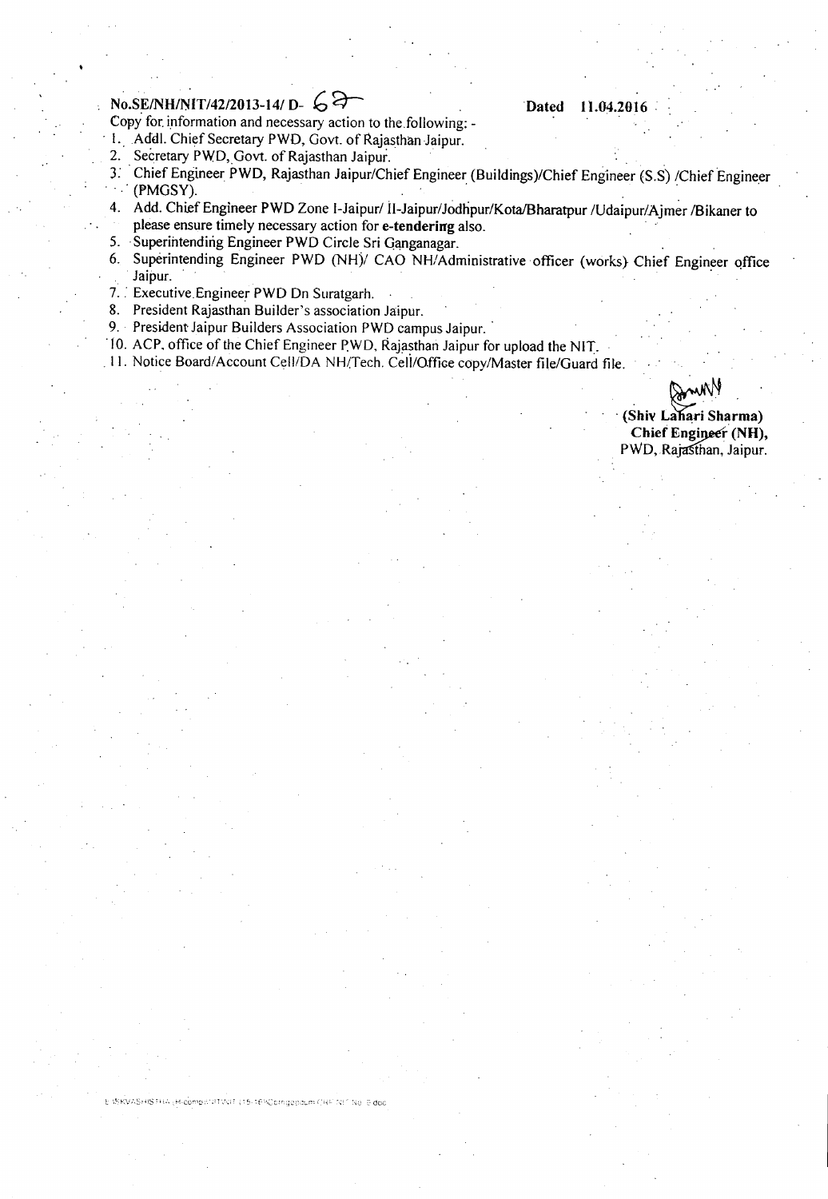No.SE/NH/NIT/42/2013-14/ D- 62 **Dated 11.04.2016**

Copy for information and necessary action to the following: -

1. Addl. Chief Secretary PWD, Govt. of Rajasthan Jaipur.
2. Secretary PWD, Govt. of Rajasthan Jaipur.
3. Chief Engineer PWD, Rajasthan Jaipur/Chief Engineer (Buildings)/Chief Engineer (S.S) /Chief Engineer (PMGSY).
4. Add. Chief Engineer PWD Zone I-Jaipur/ II-Jaipur/Jodhpur/Kota/Bharatpur /Udaipur/Ajmer /Bikaner to please ensure timely necessary action for **e-tendering** also.
5. Superintending Engineer PWD Circle Sri Ganganagar.
6. Superintending Engineer PWD (NH)/ CAO NH/Administrative officer (works) Chief Engineer office Jaipur.
7. Executive Engineer PWD Dn Suratgarh.
8. President Rajasthan Builder's association Jaipur.
9. President Jaipur Builders Association PWD campus Jaipur.
10. ACP, office of the Chief Engineer PWD, Rajasthan Jaipur for upload the NIT.
11. Notice Board/Account Cell/DA NH/Tech. Cell/Office copy/Master file/Guard file.

**(Shiv Lahari Sharma)**
**Chief Engineer (NH),**
PWD, Rajasthan, Jaipur.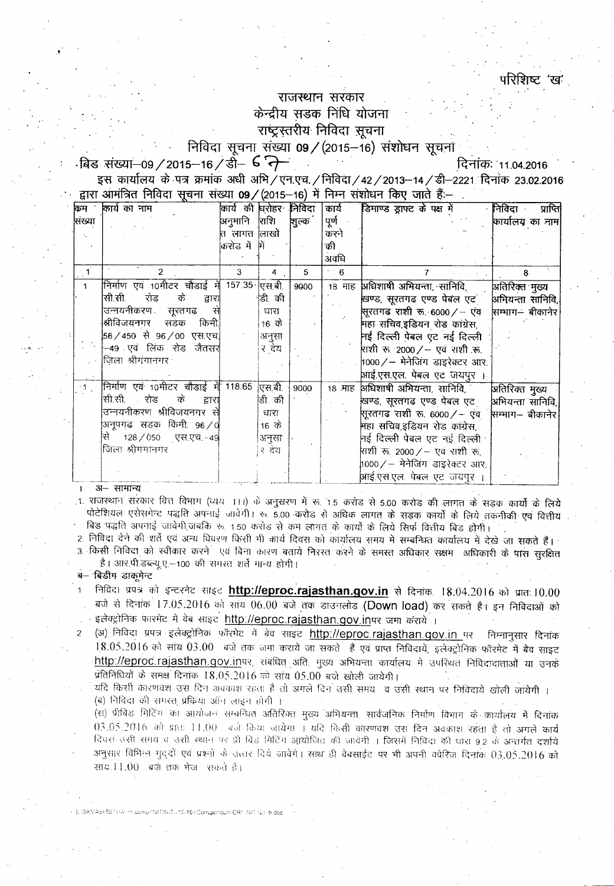परिशिष्ट 'ख'

# राजस्थान सरकार
## केन्द्रीय सडक निधि योजना
## राष्ट्रस्तरीय निविदा सूचना
### निविदा सूचना संख्या 09/(2015–16) संशोधन सूचना

बिड संख्या–09/2015–16/डी– 67 &nbsp;&nbsp;&nbsp;&nbsp;&nbsp;&nbsp;&nbsp;&nbsp; दिनांक: 11.04.2016

इस कार्यालय के पत्र क्रमांक अधी अभि/एन.एच./निविदा/42/2013–14/डी–2221 दिनांक 23.02.2016 द्वारा आमंत्रित निविदा सूचना संख्या 09/(2015–16) में निम्न संशोधन किए जाते हैं:–

| क्रम संख्या | कार्य का नाम | कार्य की अनुमानित लागत करोड में | धरोहर राशि लाखों में | निविदा शुल्क | कार्य पूर्ण करने की अवधि | डिमाण्ड ड्राफ्ट के पक्ष में | निविदा प्राप्ति कार्यालय का नाम |
|---|---|---|---|---|---|---|---|
| 1 | 2 | 3 | 4 | 5 | 6 | 7 | 8 |
| 1 | निर्माण एवं 10मीटर चौडाई में सी.सी. रोड के द्वारा उन्नयनीकरण सूरतगढ से श्रीविजयनगर सडक किमी. 56/450 से 96/00 एस.एच.–49 एवं लिंक रोड जैतसर जिला श्रीगंगानगर | 157.35 | एस.बी.डी. की धारा 16 के अनुसार देय | 9000 | 18 माह | अधिशाषी अभियन्ता, सानिवि, खण्ड, सूरतगढ एण्ड पेबल एट सूरतगढ राशी रू. 6000/– एवं महा सचिव,इडियन रोड कांग्रेस, नई दिल्ली पेबल एट नई दिल्ली राशी रू. 2000/– एवं राशी रू. 1000/– मेनेजिंग डाइरेक्टर आर.आई.एस.एल. पेबल एट जयपुर । | अतिरिक्त मुख्य अभियन्ता सानिवि, सम्भाग– बीकानेर |
| 1 | निर्माण एवं 10मीटर चौडाई में सी.सी. रोड के द्वारा उन्नयनीकरण श्रीविजयनगर से अनूपगढ सडक किमी. 96/0 से 128/050 एस.एच.–49 जिला श्रीगंगानगर | 118.65 | एस.बी.डी. की धारा 16 के अनुसार देय | 9000 | 18 माह | अधिशाषी अभियन्ता, सानिवि, खण्ड, सूरतगढ एण्ड पेबल एट सूरतगढ राशी रू. 6000/– एवं महा सचिव,इडियन रोड कांग्रेस, नई दिल्ली पेबल एट नई दिल्ली राशी रू. 2000/– एवं राशी रू. 1000/– मेनेजिंग डाइरेक्टर आर.आई.एस.एल. पेबल एट जयपुर । | अतिरिक्त मुख्य अभियन्ता सानिवि, सम्भाग– बीकानेर |

**अ– सामान्य**

1. राजस्थान सरकार वित्त विभाग (व्यय ।।।) के अनुसरण में रू. 1.5 करोड से 5.00 करोड की लागत के सडक कार्यो के लिये पोटेशियल एसेसमेन्ट पद्धति अपनाई जावेगी। रू. 5.00 करोड से अधिक लागत के सडक कार्यो के लिये तकनीकी एवं वित्तीय बिड पद्धति अपनाई जावेगी,जबकि रू. 1.50 करोड से कम लागत के कार्यो के लिये सिर्फ वित्तीय बिड होगी।
2. निविदा देने की शर्ते एवं अन्य विवरण किसी भी कार्य दिवस को कार्यालय समय में सम्बन्धित कार्यालय में देखे जा सकते हैं।
3. किसी निविदा को स्वीकार करने एवं बिना कारण बताये निरस्त करने के समस्त अधिकार सक्षम अधिकारी के पास सुरक्षित है। आर.पी.डब्ल्यू.ए.–100 की समस्त शर्ते मान्य होगी।

**ब– बिडीग डाकूमेन्ट**

1. निविदा प्रपत्र को इन्टरनेट साइट **http://eproc.rajasthan.gov.in** से दिनांक 18.04.2016 को प्रातः 10.00 बजे से दिनांक 17.05.2016 को सांय 06.00 बजे तक डाउनलोड (**Down load**) कर सकते है। इन निविदाओं को इलेक्ट्रोनिक फारमेट मे वेब साइट http://eproc.rajasthan.gov.in पर जमा कराये ।
2. (अ) निविदा प्रपत्र इलेक्ट्रोनिक फॉरमेट मे वेब साइट http://eproc.rajasthan.gov.in पर निम्नानुसार दिनांक 18.05.2016 को सांय 03.00 बजे तक जमा कराये जा सकते हैं एवं प्राप्त निविदायें, इलेक्ट्रोनिक फॉरमेट मे वेब साइट http://eproc.rajasthan.gov.in पर, संबंधित अति. मुख्य अभियन्ता कार्यालय मे उपस्थित निविदादाताओं या उनके प्रतिनिधियों के समक्ष दिनाक 18.05.2016 को सांय 05.00 बजे खोली जायेगी।

   यदि किसी कारणवश उस दिन अवकाश रहता है तो अगले दिन उसी समय व उसी स्थान पर निविदायें खोली जायेगी ।

   (ब) निविदा की समस्त प्रक्रिया ऑन लाइन होगी ।

   (स) प्रीबिड मिटिंग का आयोजन सम्बन्धित अतिरिक्त मुख्य अभियन्ता, सार्वजनिक निर्माण विभाग के कार्यालय मे दिनांक 03.05.2016 को प्रातः 11.00 बजे किया जायेगा । यदि किसी कारणवश उस दिन अवकाश रहता है तो अगले कार्य दिवस उसी समय व उसी स्थान पर प्री बिड मिटिंग आयोजित की जावेगी । जिसमे निविदा की धारा 9.2 के अन्तर्गत दर्शाये अनुसार विभिन्न मुद्दों एवं प्रश्नों के उत्तर दिये जावेगें। साथ ही वेबसाईट पर भी अपनी क्वेरिज दिनांक 03.05.2016 को सायं 11.00 बजे तक भेज सकते है।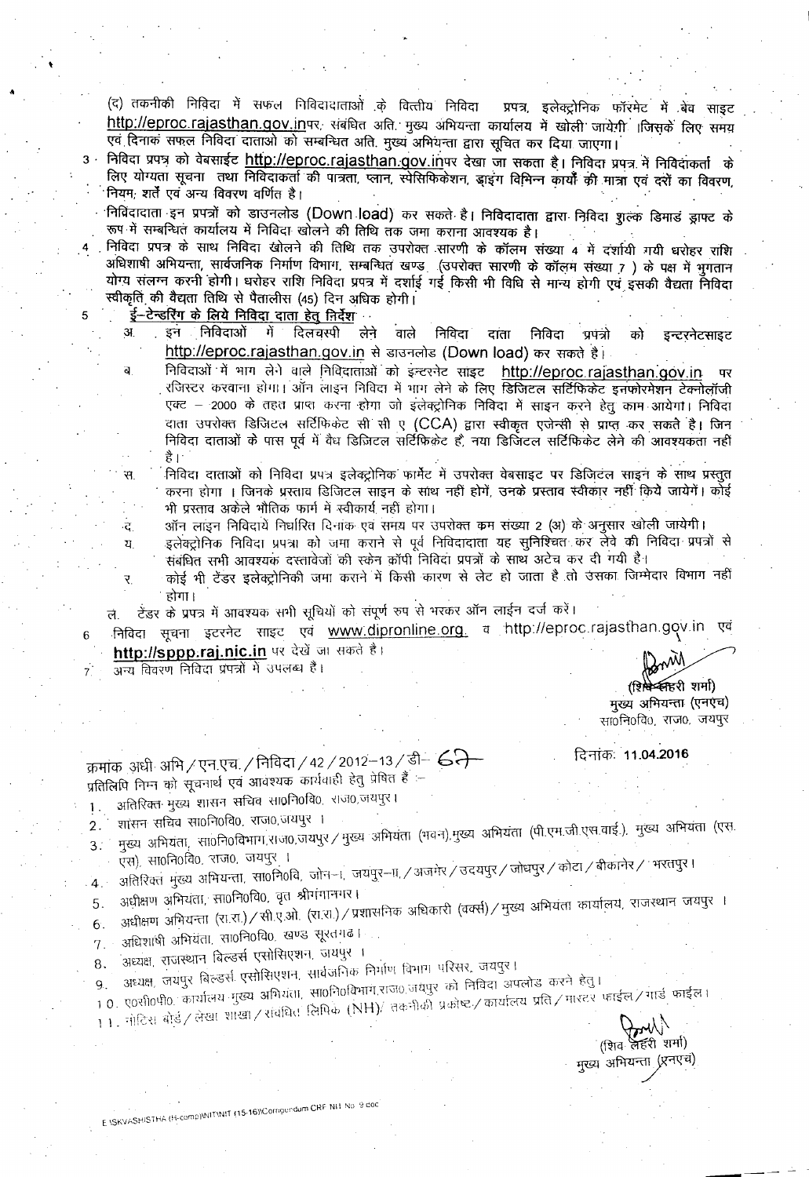(द) तकनीकी निविदा में सफल निविदादाताओं के वित्तीय निविदा प्रपत्र, इलेक्ट्रोनिक फॉरमेट में बेव साइट http://eproc.rajasthan.gov.in पर, संबंधित अति. मुख्य अभियन्ता कार्यालय में खोली जायेगी। जिसके लिए समय एवं दिनांक सफल निविदा दाताओ को सम्बन्धित अति. मुख्य अभियन्ता द्वारा सूचित कर दिया जाएगा।

3. निविदा प्रपत्र को वेबसाईट http://eproc.rajasthan.gov.in पर देखा जा सकता है। निविदा प्रपत्र में निविदाकर्ता के लिए योग्यता सूचना तथा निविदाकर्ता की पात्रता, प्लान, स्पेसिफिकेशन, ड्राइंग विभिन्न कार्यों की मात्रा एवं दरों का विवरण, नियम, शर्तें एवं अन्य विवरण वर्णित है।

   निविदादाता इन प्रपत्रों को डाउनलोड (Down load) कर सकते है। निविदादाता द्वारा निविदा शुल्क डिमांड ड्राफ्ट के रूप में सम्बन्धित कार्यालय में निविदा खोलने की तिथि तक जमा कराना आवश्यक है।

4. निविदा प्रपत्र के साथ निविदा खोलने की तिथि तक उपरोक्त सारणी के कॉलम संख्या 4 में दर्शायी गयी धरोहर राशि अधिशाषी अभियन्ता, सार्वजनिक निर्माण विभाग, सम्बन्धित खण्ड (उपरोक्त सारणी के कॉलम संख्या 7) के पक्ष में भुगतान योग्य संलग्न करनी होगी। धरोहर राशि निविदा प्रपत्र में दर्शाई गई किसी भी विधि से मान्य होगी एवं इसकी वैद्यता निविदा स्वीकृति की वैद्यता तिथि से पैतालीस (45) दिन अधिक होगी।

5. **ई-टेन्डरिंग के लिये निविदा दाता हेतु निर्देश**

   अ. इन निविदाओं में दिलचस्पी लेने वाले निविदा दाता निविदा प्रपत्रो को इन्टरनेटसाइट http://eproc.rajasthan.gov.in से डाउनलोड (Down load) कर सकते है।

   ब. निविदाओं में भाग लेने वाले निविदाताओं को इन्टरनेट साइट http://eproc.rajasthan.gov.in पर रजिस्टर करवाना होगा। ऑन लाइन निविदा में भाग लेने के लिए डिजिटल सर्टिफिकेट इनफोरमेशन टेक्नोलॉजी एक्ट – 2000 के तहत प्राप्त करना होगा जो इलेक्ट्रोनिक निविदा में साइन करने हेतु काम आयेगा। निविदा दाता उपरोक्त डिजिटल सर्टिफिकेट सी सी ए (CCA) द्वारा स्वीकृत एजेन्सी से प्राप्त कर सकते है। जिन निविदा दाताओं के पास पूर्व में वैध डिजिटल सर्टिफिकेट है, नया डिजिटल सर्टिफिकेट लेने की आवश्यकता नहीं है।

   स. निविदा दाताओं को निविदा प्रपत्र इलेक्ट्रोनिक फार्मेट में उपरोक्त वेबसाइट पर डिजिटल साइन के साथ प्रस्तुत करना होगा। जिनके प्रस्ताव डिजिटल साइन के साथ नहीं होगें, उनके प्रस्ताव स्वीकार नहीं किये जायेगें। कोई भी प्रस्ताव अकेले भौतिक फार्म में स्वीकार्य नहीं होगा।

   द. ऑन लाइन निविदायें निर्धारित दिनांक एवं समय पर उपरोक्त क्रम संख्या 2 (अ) के अनुसार खोली जायेगी।

   य. इलेक्ट्रोनिक निविदा प्रपत्रा को जमा कराने से पूर्व निविदादाता यह सुनिश्चित कर लेंवे की निविदा प्रपत्रों से संबंधित सभी आवश्यक दस्तावेजों की स्केन कॉपी निविदा प्रपत्रों के साथ अटेच कर दी गयी है।

   र. कोई भी टेंडर इलेक्ट्रोनिकी जमा कराने में किसी कारण से लेट हो जाता है तो उसका जिम्मेदार विभाग नहीं होगा।

   ल. टेंडर के प्रपत्र में आवश्यक सभी सूचियों को संपूर्ण रुप से भरकर ऑन लाईन दर्ज करें।

6. निविदा सूचना इटरनेट साइट एवं www.dipronline.org व http://eproc.rajasthan.gov.in एवं **http://sppp.raj.nic.in** पर देखें जा सकते है।

7. अन्य विवरण निविदा प्रपत्रों में उपलब्ध है।

(शिव लहरी शर्मा)
मुख्य अभियन्ता (एनएच)
सा0नि0वि0, राज0, जयपुर

क्रमांक अधी अभि / एन.एच. / निविदा / 42 / 2012–13 / डी– 67

दिनांक: 11.04.2016

प्रतिलिपि निम्न को सूचनार्थ एवं आवश्यक कार्यवाही हेतु प्रेषित हैं :-

1. अतिरिक्त मुख्य शासन सचिव सा0नि0वि0, राज0,जयपुर।
2. शासन सचिव सा0नि0वि0, राज0,जयपुर ।
3. मुख्य अभियंता, सा0नि0विभाग,राज0,जयपुर / मुख्य अभियंता (भवन),मुख्य अभियंता (पी.एम.जी.एस.वाई.), मुख्य अभियंता (एस. एस), सा0नि0वि0, राज0, जयपुर ।
4. अतिरिक्त मुख्य अभियन्ता, सा0नि0वि, जोन–I, जयपुर–II, / अजमेर / उदयपुर / जोधपुर / कोटा / बीकानेर / भरतपुर।
5. अधीक्षण अभियंता, सा0नि0वि0, वृत श्रीगंगानगर।
6. अधीक्षण अभियन्ता (रा.रा.) / सी.ए.ओ. (रा.रा.) / प्रशासनिक अधिकारी (वर्क्स) / मुख्य अभियंता कार्यालय, राजस्थान जयपुर ।
7. अधिशाषी अभियंता, सा0नि0वि0, खण्ड सूरतगढ।
8. अध्यक्ष, राजस्थान बिल्डर्स एसोसिएशन, जयपुर ।
9. अध्यक्ष, जयपुर बिल्डर्स एसोसिएशन, सार्वजनिक निर्माण विभाग परिसर, जयपुर।
10. ए0सी0पी0 कार्यालय मुख्य अभियंता, सा0नि0विभाग,राज0,जयपुर को निविदा अपलोड करने हेतु।
11. नोटिस बोर्ड / लेखा शाखा / संबंधित लिपिक (NH)/ तकनीकी प्रकोष्ठ / कार्यालय प्रति / मास्टर फाईल / गार्ड फाईल।

(शिव लहरी शर्मा)
मुख्य अभियन्ता (एनएच)

E:\SKVASHISTHA (H-comp)\NIT\NIT (15-16)\Corrigendum CRF NIT No 9.doc